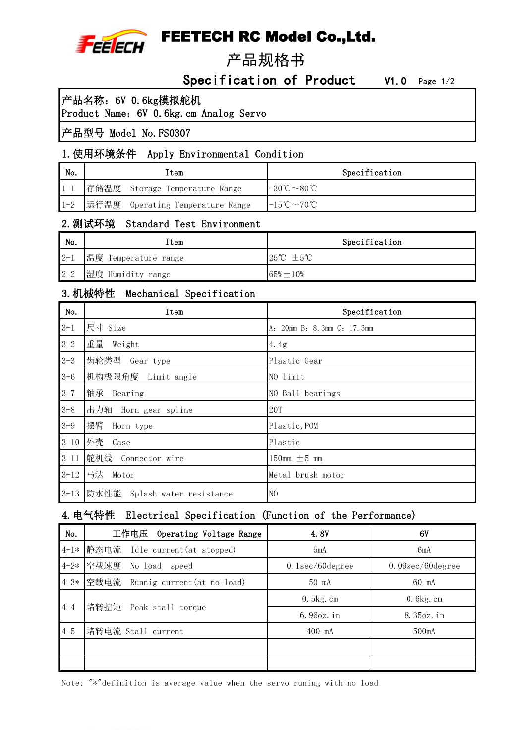# FEETECH RC Model Co.,Ltd.

## 产品规格书

## Specification of Product　V1.0

产品名称：6V 0.6kg模拟舵机
Product Name：6V 0.6kg.cm Analog Servo

产品型号 Model No.FS0307

### 1.使用环境条件　Apply Environmental Condition

| No. | Item | Specification |
|---|---|---|
| 1-1 | 存储温度　Storage Temperature Range | -30℃～80℃ |
| 1-2 | 运行温度　Operating Temperature Range | -15℃～70℃ |

### 2.测试环境　Standard Test Environment

| No. | Item | Specification |
|---|---|---|
| 2-1 | 温度 Temperature range | 25℃　±5℃ |
| 2-2 | 湿度 Humidity range | 65%±10% |

### 3.机械特性　Mechanical Specification

| No. | Item | Specification |
|---|---|---|
| 3-1 | 尺寸 Size | A：20mm B：8.3mm C：17.3mm |
| 3-2 | 重量　Weight | 4.4g |
| 3-3 | 齿轮类型　Gear type | Plastic Gear |
| 3-6 | 机构极限角度　Limit angle | NO limit |
| 3-7 | 轴承　Bearing | NO Ball bearings |
| 3-8 | 出力轴　Horn gear spline | 20T |
| 3-9 | 摆臂　Horn type | Plastic,POM |
| 3-10 | 外壳　Case | Plastic |
| 3-11 | 舵机线　Connector wire | 150mm　±5 mm |
| 3-12 | 马达　Motor | Metal brush motor |
| 3-13 | 防水性能　Splash water resistance | NO |

### 4.电气特性　Electrical Specification (Function of the Performance)

| No. | 工作电压　Operating Voltage Range | 4.8V | 6V |
|---|---|---|---|
| 4-1* | 静态电流　Idle current(at stopped) | 5mA | 6mA |
| 4-2* | 空载速度　No load　speed | 0.1sec/60degree | 0.09sec/60degree |
| 4-3* | 空载电流　Runnig current(at no load) | 50 mA | 60 mA |
| 4-4 | 堵转扭矩　Peak stall torque | 0.5kg.cm | 0.6kg.cm |
| | | 6.96oz.in | 8.35oz.in |
| 4-5 | 堵转电流 Stall current | 400 mA | 500mA |
| | | | |
| | | | |

Note: "*"definition is average value when the servo runing with no load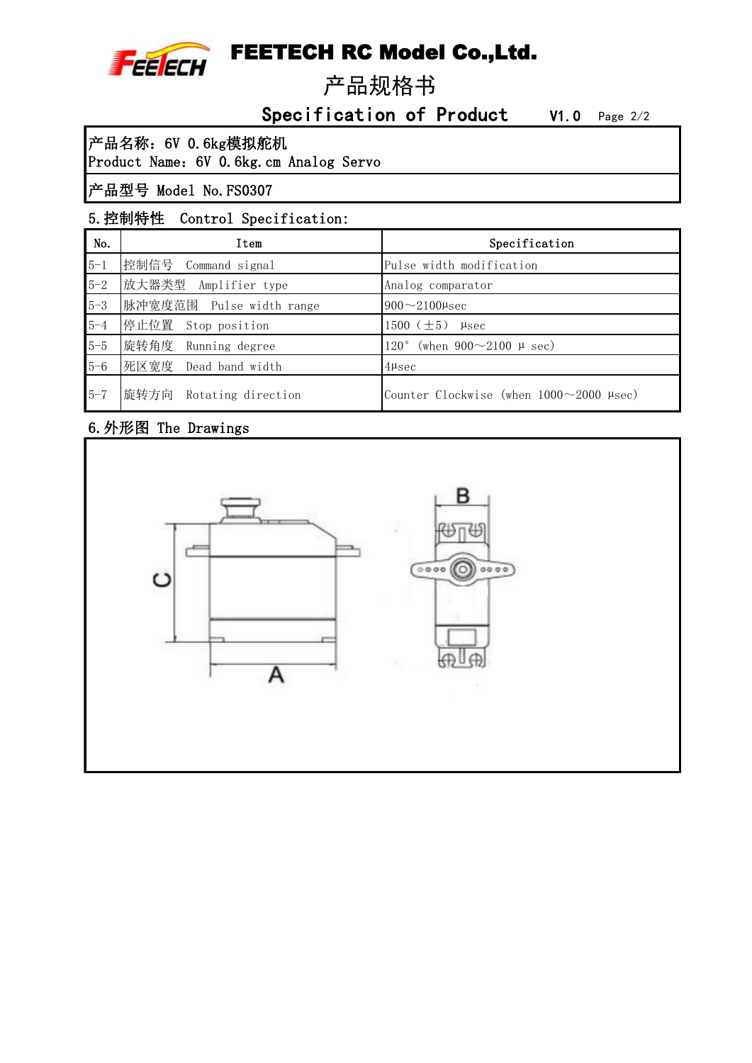# FEETECH RC Model Co.,Ltd.

## 产品规格书

## Specification of Product V1.0

| 产品名称：6V 0.6kg模拟舵机<br>Product Name：6V 0.6kg.cm Analog Servo |
|---|
| 产品型号 Model No.FS0307 |

### 5.控制特性 Control Specification:

| No. | Item | Specification |
|---|---|---|
| 5-1 | 控制信号 Command signal | Pulse width modification |
| 5-2 | 放大器类型 Amplifier type | Analog comparator |
| 5-3 | 脉冲宽度范围 Pulse width range | 900～2100μsec |
| 5-4 | 停止位置 Stop position | 1500（±5） μsec |
| 5-5 | 旋转角度 Running degree | 120° (when 900～2100 μ sec) |
| 5-6 | 死区宽度 Dead band width | 4μsec |
| 5-7 | 旋转方向 Rotating direction | Counter Clockwise (when 1000～2000 μsec) |

### 6.外形图 The Drawings

B

C

A